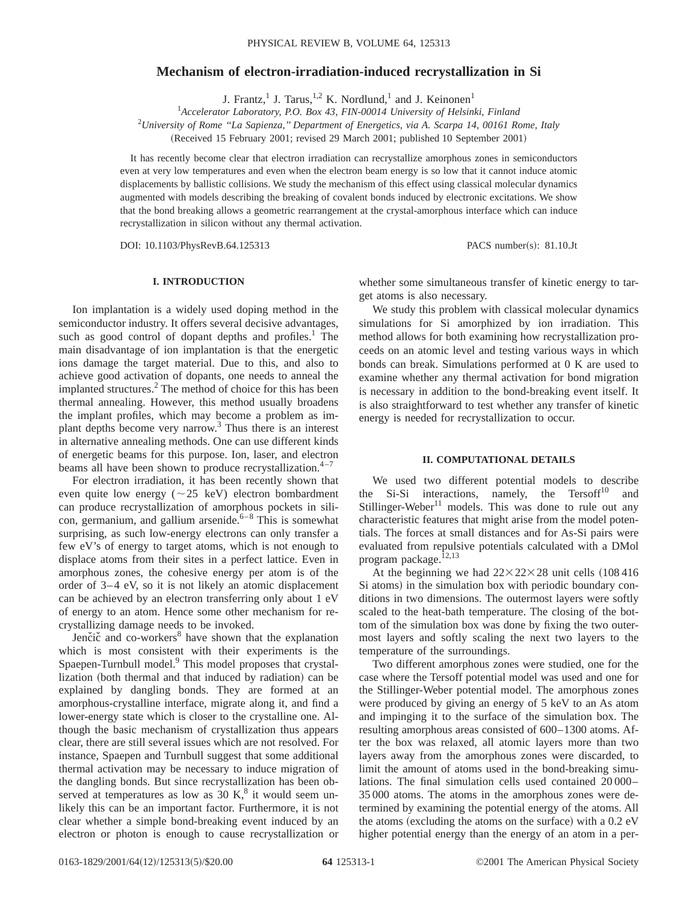# Mechanism of electron-irradiation-induced recrystallization in Si

J. Frantz,[1] J. Tarus,[1,2] K. Nordlund,[1] and J. Keinonen[1]

[1] *Accelerator Laboratory, P.O. Box 43, FIN-00014 University of Helsinki, Finland*

[2] *University of Rome "La Sapienza," Department of Energetics, via A. Scarpa 14, 00161 Rome, Italy*

(Received 15 February 2001; revised 29 March 2001; published 10 September 2001)

It has recently become clear that electron irradiation can recrystallize amorphous zones in semiconductors even at very low temperatures and even when the electron beam energy is so low that it cannot induce atomic displacements by ballistic collisions. We study the mechanism of this effect using classical molecular dynamics augmented with models describing the breaking of covalent bonds induced by electronic excitations. We show that the bond breaking allows a geometric rearrangement at the crystal-amorphous interface which can induce recrystallization in silicon without any thermal activation.

DOI: 10.1103/PhysRevB.64.125313 PACS number(s): 81.10.Jt

## I. INTRODUCTION

Ion implantation is a widely used doping method in the semiconductor industry. It offers several decisive advantages, such as good control of dopant depths and profiles.[1] The main disadvantage of ion implantation is that the energetic ions damage the target material. Due to this, and also to achieve good activation of dopants, one needs to anneal the implanted structures.[2] The method of choice for this has been thermal annealing. However, this method usually broadens the implant profiles, which may become a problem as implant depths become very narrow.[3] Thus there is an interest in alternative annealing methods. One can use different kinds of energetic beams for this purpose. Ion, laser, and electron beams all have been shown to produce recrystallization.[4–7]

For electron irradiation, it has been recently shown that even quite low energy (~25 keV) electron bombardment can produce recrystallization of amorphous pockets in silicon, germanium, and gallium arsenide.[6–8] This is somewhat surprising, as such low-energy electrons can only transfer a few eV's of energy to target atoms, which is not enough to displace atoms from their sites in a perfect lattice. Even in amorphous zones, the cohesive energy per atom is of the order of 3–4 eV, so it is not likely an atomic displacement can be achieved by an electron transferring only about 1 eV of energy to an atom. Hence some other mechanism for recrystallizing damage needs to be invoked.

Jenčič and co-workers[8] have shown that the explanation which is most consistent with their experiments is the Spaepen-Turnbull model.[9] This model proposes that crystallization (both thermal and that induced by radiation) can be explained by dangling bonds. They are formed at an amorphous-crystalline interface, migrate along it, and find a lower-energy state which is closer to the crystalline one. Although the basic mechanism of crystallization thus appears clear, there are still several issues which are not resolved. For instance, Spaepen and Turnbull suggest that some additional thermal activation may be necessary to induce migration of the dangling bonds. But since recrystallization has been observed at temperatures as low as 30 K,[8] it would seem unlikely this can be an important factor. Furthermore, it is not clear whether a simple bond-breaking event induced by an electron or photon is enough to cause recrystallization or whether some simultaneous transfer of kinetic energy to target atoms is also necessary.

We study this problem with classical molecular dynamics simulations for Si amorphized by ion irradiation. This method allows for both examining how recrystallization proceeds on an atomic level and testing various ways in which bonds can break. Simulations performed at 0 K are used to examine whether any thermal activation for bond migration is necessary in addition to the bond-breaking event itself. It is also straightforward to test whether any transfer of kinetic energy is needed for recrystallization to occur.

## II. COMPUTATIONAL DETAILS

We used two different potential models to describe the Si-Si interactions, namely, the Tersoff[10] and Stillinger-Weber[11] models. This was done to rule out any characteristic features that might arise from the model potentials. The forces at small distances and for As-Si pairs were evaluated from repulsive potentials calculated with a DMol program package.[12,13]

At the beginning we had $22\times22\times28$ unit cells (108 416 Si atoms) in the simulation box with periodic boundary conditions in two dimensions. The outermost layers were softly scaled to the heat-bath temperature. The closing of the bottom of the simulation box was done by fixing the two outermost layers and softly scaling the next two layers to the temperature of the surroundings.

Two different amorphous zones were studied, one for the case where the Tersoff potential model was used and one for the Stillinger-Weber potential model. The amorphous zones were produced by giving an energy of 5 keV to an As atom and impinging it to the surface of the simulation box. The resulting amorphous areas consisted of 600–1300 atoms. After the box was relaxed, all atomic layers more than two layers away from the amorphous zones were discarded, to limit the amount of atoms used in the bond-breaking simulations. The final simulation cells used contained 20 000–35 000 atoms. The atoms in the amorphous zones were determined by examining the potential energy of the atoms. All the atoms (excluding the atoms on the surface) with a 0.2 eV higher potential energy than the energy of an atom in a per-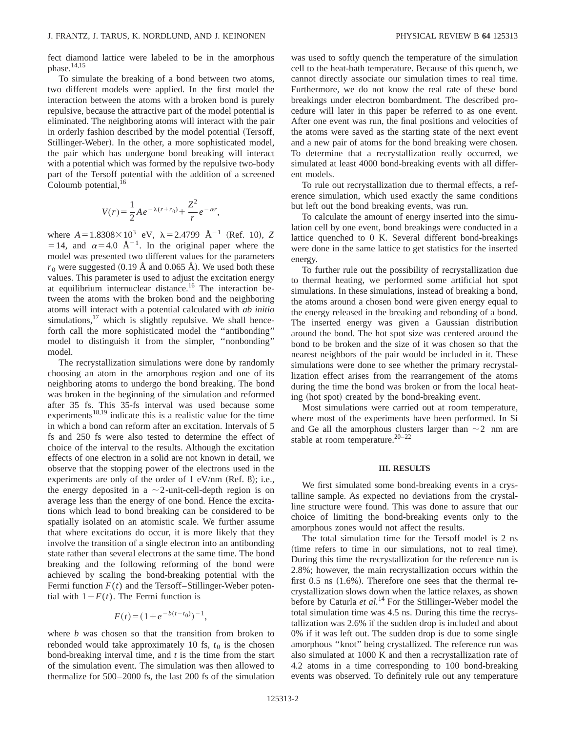fect diamond lattice were labeled to be in the amorphous phase.[14,15]

To simulate the breaking of a bond between two atoms, two different models were applied. In the first model the interaction between the atoms with a broken bond is purely repulsive, because the attractive part of the model potential is eliminated. The neighboring atoms will interact with the pair in orderly fashion described by the model potential (Tersoff, Stillinger-Weber). In the other, a more sophisticated model, the pair which has undergone bond breaking will interact with a potential which was formed by the repulsive two-body part of the Tersoff potential with the addition of a screened Coloumb potential,[16]

$$V(r)=\frac{1}{2}Ae^{-\lambda(r+r_0)}+\frac{Z^2}{r}e^{-\alpha r},$$

where $A=1.8308\times10^3$ eV, $\lambda=2.4799$ Å$^{-1}$ (Ref. 10), $Z=14$, and $\alpha=4.0$ Å$^{-1}$. In the original paper where the model was presented two different values for the parameters $r_0$ were suggested (0.19 Å and 0.065 Å). We used both these values. This parameter is used to adjust the excitation energy at equilibrium internuclear distance.[16] The interaction between the atoms with the broken bond and the neighboring atoms will interact with a potential calculated with *ab initio* simulations,[17] which is slightly repulsive. We shall henceforth call the more sophisticated model the "antibonding" model to distinguish it from the simpler, "nonbonding" model.

The recrystallization simulations were done by randomly choosing an atom in the amorphous region and one of its neighboring atoms to undergo the bond breaking. The bond was broken in the beginning of the simulation and reformed after 35 fs. This 35-fs interval was used because some experiments[18,19] indicate this is a realistic value for the time in which a bond can reform after an excitation. Intervals of 5 fs and 250 fs were also tested to determine the effect of choice of the interval to the results. Although the excitation effects of one electron in a solid are not known in detail, we observe that the stopping power of the electrons used in the experiments are only of the order of 1 eV/nm (Ref. 8); i.e., the energy deposited in a ~2-unit-cell-depth region is on average less than the energy of one bond. Hence the excitations which lead to bond breaking can be considered to be spatially isolated on an atomistic scale. We further assume that where excitations do occur, it is more likely that they involve the transition of a single electron into an antibonding state rather than several electrons at the same time. The bond breaking and the following reforming of the bond were achieved by scaling the bond-breaking potential with the Fermi function $F(t)$ and the Tersoff–Stillinger-Weber potential with $1-F(t)$. The Fermi function is

$$F(t)=(1+e^{-b(t-t_0)})^{-1},$$

where $b$ was chosen so that the transition from broken to rebonded would take approximately 10 fs, $t_0$ is the chosen bond-breaking interval time, and $t$ is the time from the start of the simulation event. The simulation was then allowed to thermalize for 500–2000 fs, the last 200 fs of the simulation was used to softly quench the temperature of the simulation cell to the heat-bath temperature. Because of this quench, we cannot directly associate our simulation times to real time. Furthermore, we do not know the real rate of these bond breakings under electron bombardment. The described procedure will later in this paper be referred to as one event. After one event was run, the final positions and velocities of the atoms were saved as the starting state of the next event and a new pair of atoms for the bond breaking were chosen. To determine that a recrystallization really occurred, we simulated at least 4000 bond-breaking events with all different models.

To rule out recrystallization due to thermal effects, a reference simulation, which used exactly the same conditions but left out the bond breaking events, was run.

To calculate the amount of energy inserted into the simulation cell by one event, bond breakings were conducted in a lattice quenched to 0 K. Several different bond-breakings were done in the same lattice to get statistics for the inserted energy.

To further rule out the possibility of recrystallization due to thermal heating, we performed some artificial hot spot simulations. In these simulations, instead of breaking a bond, the atoms around a chosen bond were given energy equal to the energy released in the breaking and rebonding of a bond. The inserted energy was given a Gaussian distribution around the bond. The hot spot size was centered around the bond to be broken and the size of it was chosen so that the nearest neighbors of the pair would be included in it. These simulations were done to see whether the primary recrystallization effect arises from the rearrangement of the atoms during the time the bond was broken or from the local heating (hot spot) created by the bond-breaking event.

Most simulations were carried out at room temperature, where most of the experiments have been performed. In Si and Ge all the amorphous clusters larger than ~2 nm are stable at room temperature.[20–22]

## III. RESULTS

We first simulated some bond-breaking events in a crystalline sample. As expected no deviations from the crystalline structure were found. This was done to assure that our choice of limiting the bond-breaking events only to the amorphous zones would not affect the results.

The total simulation time for the Tersoff model is 2 ns (time refers to time in our simulations, not to real time). During this time the recrystallization for the reference run is 2.8%; however, the main recrystallization occurs within the first 0.5 ns (1.6%). Therefore one sees that the thermal recrystallization slows down when the lattice relaxes, as shown before by Caturla *et al.*[14] For the Stillinger-Weber model the total simulation time was 4.5 ns. During this time the recrystallization was 2.6% if the sudden drop is included and about 0% if it was left out. The sudden drop is due to some single amorphous "knot" being crystallized. The reference run was also simulated at 1000 K and then a recrystallization rate of 4.2 atoms in a time corresponding to 100 bond-breaking events was observed. To definitely rule out any temperature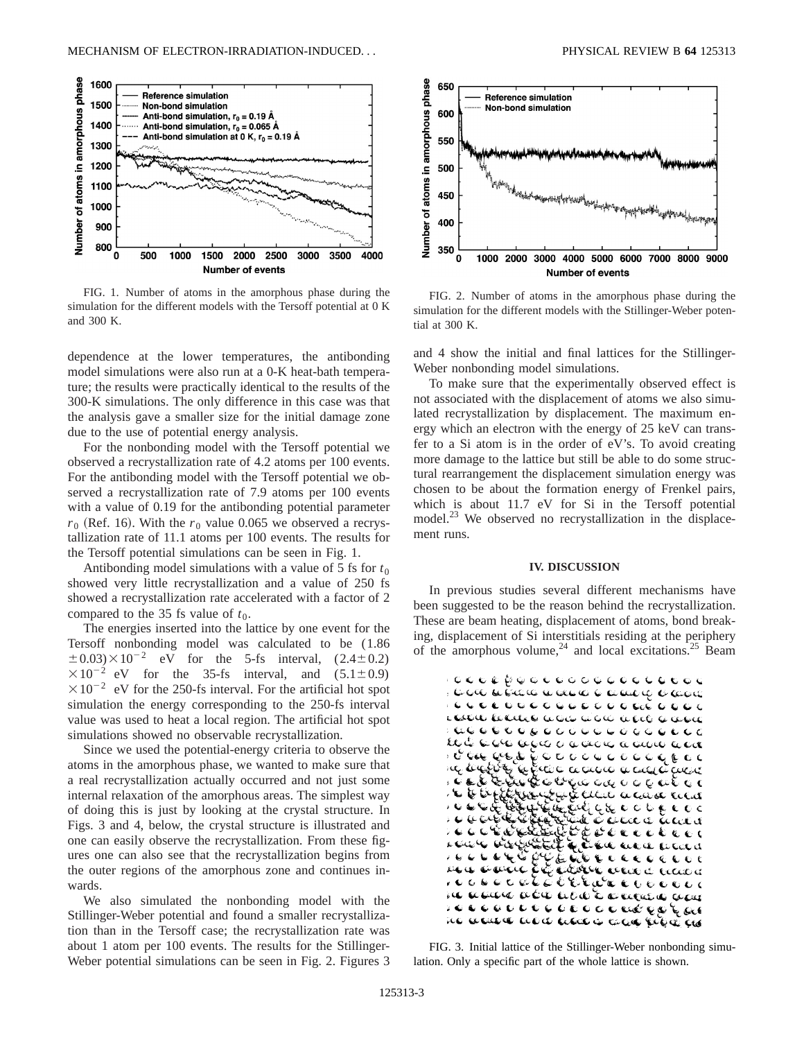FIG. 1. Number of atoms in the amorphous phase during the simulation for the different models with the Tersoff potential at 0 K and 300 K.

FIG. 2. Number of atoms in the amorphous phase during the simulation for the different models with the Stillinger-Weber potential at 300 K.

dependence at the lower temperatures, the antibonding model simulations were also run at a 0-K heat-bath temperature; the results were practically identical to the results of the 300-K simulations. The only difference in this case was that the analysis gave a smaller size for the initial damage zone due to the use of potential energy analysis.

For the nonbonding model with the Tersoff potential we observed a recrystallization rate of 4.2 atoms per 100 events. For the antibonding model with the Tersoff potential we observed a recrystallization rate of 7.9 atoms per 100 events with a value of 0.19 for the antibonding potential parameter $r_0$ (Ref. 16). With the $r_0$ value 0.065 we observed a recrystallization rate of 11.1 atoms per 100 events. The results for the Tersoff potential simulations can be seen in Fig. 1.

Antibonding model simulations with a value of 5 fs for $t_0$ showed very little recrystallization and a value of 250 fs showed a recrystallization rate accelerated with a factor of 2 compared to the 35 fs value of $t_0$.

The energies inserted into the lattice by one event for the Tersoff nonbonding model was calculated to be $(1.86\pm0.03)\times10^{-2}$ eV for the 5-fs interval, $(2.4\pm0.2)\times10^{-2}$ eV for the 35-fs interval, and $(5.1\pm0.9)\times10^{-2}$ eV for the 250-fs interval. For the artificial hot spot simulation the energy corresponding to the 250-fs interval value was used to heat a local region. The artificial hot spot simulations showed no observable recrystallization.

Since we used the potential-energy criteria to observe the atoms in the amorphous phase, we wanted to make sure that a real recrystallization actually occurred and not just some internal relaxation of the amorphous areas. The simplest way of doing this is just by looking at the crystal structure. In Figs. 3 and 4, below, the crystal structure is illustrated and one can easily observe the recrystallization. From these figures one can also see that the recrystallization begins from the outer regions of the amorphous zone and continues inwards.

We also simulated the nonbonding model with the Stillinger-Weber potential and found a smaller recrystallization than in the Tersoff case; the recrystallization rate was about 1 atom per 100 events. The results for the Stillinger-Weber potential simulations can be seen in Fig. 2. Figures 3 and 4 show the initial and final lattices for the Stillinger-Weber nonbonding model simulations.

To make sure that the experimentally observed effect is not associated with the displacement of atoms we also simulated recrystallization by displacement. The maximum energy which an electron with the energy of 25 keV can transfer to a Si atom is in the order of eV's. To avoid creating more damage to the lattice but still be able to do some structural rearrangement the displacement simulation energy was chosen to be about the formation energy of Frenkel pairs, which is about 11.7 eV for Si in the Tersoff potential model.[23] We observed no recrystallization in the displacement runs.

## IV. DISCUSSION

In previous studies several different mechanisms have been suggested to be the reason behind the recrystallization. These are beam heating, displacement of atoms, bond breaking, displacement of Si interstitials residing at the periphery of the amorphous volume,[24] and local excitations.[25] Beam

FIG. 3. Initial lattice of the Stillinger-Weber nonbonding simulation. Only a specific part of the whole lattice is shown.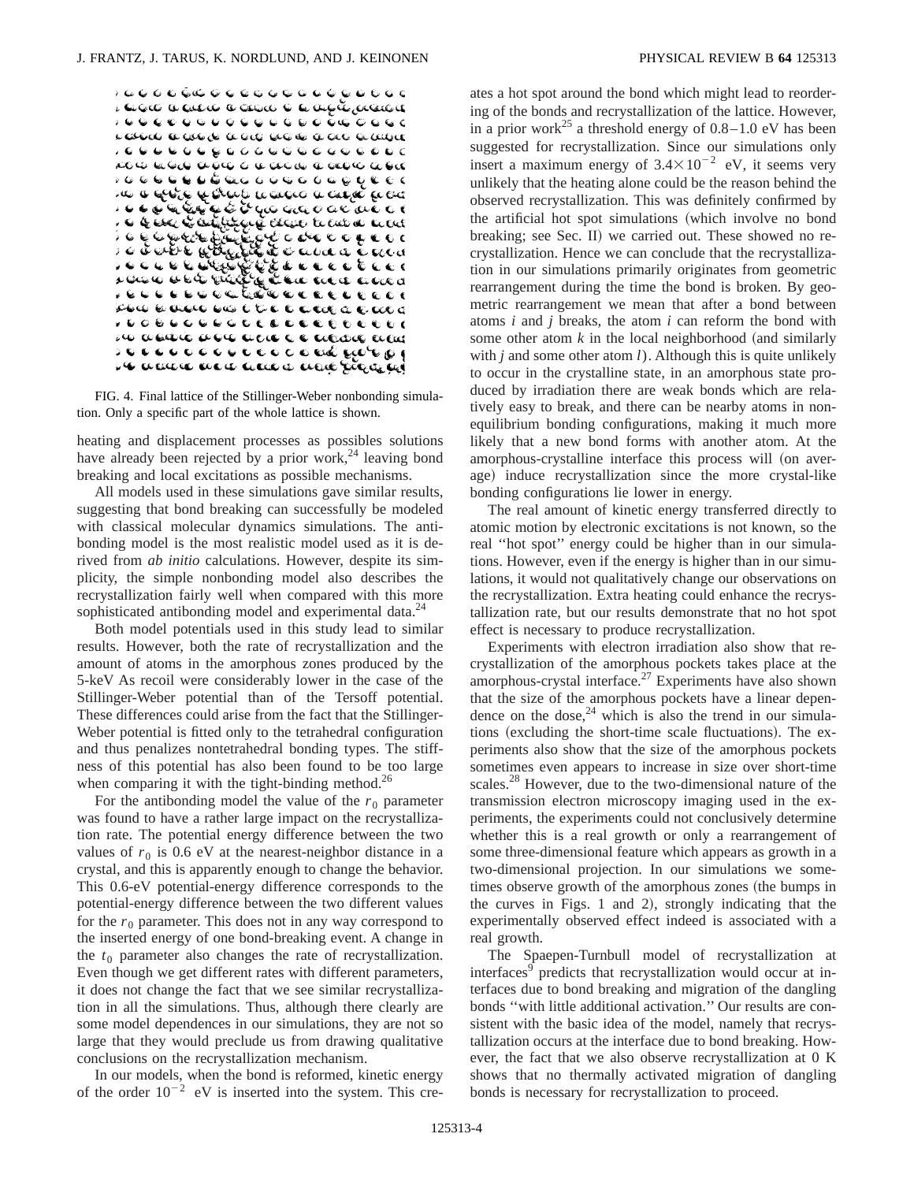FIG. 4. Final lattice of the Stillinger-Weber nonbonding simulation. Only a specific part of the whole lattice is shown.

heating and displacement processes as possibles solutions have already been rejected by a prior work,[24] leaving bond breaking and local excitations as possible mechanisms.

All models used in these simulations gave similar results, suggesting that bond breaking can successfully be modeled with classical molecular dynamics simulations. The antibonding model is the most realistic model used as it is derived from *ab initio* calculations. However, despite its simplicity, the simple nonbonding model also describes the recrystallization fairly well when compared with this more sophisticated antibonding model and experimental data.[24]

Both model potentials used in this study lead to similar results. However, both the rate of recrystallization and the amount of atoms in the amorphous zones produced by the 5-keV As recoil were considerably lower in the case of the Stillinger-Weber potential than of the Tersoff potential. These differences could arise from the fact that the Stillinger-Weber potential is fitted only to the tetrahedral configuration and thus penalizes nontetrahedral bonding types. The stiffness of this potential has also been found to be too large when comparing it with the tight-binding method.[26]

For the antibonding model the value of the $r_0$ parameter was found to have a rather large impact on the recrystallization rate. The potential energy difference between the two values of $r_0$ is 0.6 eV at the nearest-neighbor distance in a crystal, and this is apparently enough to change the behavior. This 0.6-eV potential-energy difference corresponds to the potential-energy difference between the two different values for the $r_0$ parameter. This does not in any way correspond to the inserted energy of one bond-breaking event. A change in the $t_0$ parameter also changes the rate of recrystallization. Even though we get different rates with different parameters, it does not change the fact that we see similar recrystallization in all the simulations. Thus, although there clearly are some model dependences in our simulations, they are not so large that they would preclude us from drawing qualitative conclusions on the recrystallization mechanism.

In our models, when the bond is reformed, kinetic energy of the order $10^{-2}$ eV is inserted into the system. This creates a hot spot around the bond which might lead to reordering of the bonds and recrystallization of the lattice. However, in a prior work[25] a threshold energy of 0.8–1.0 eV has been suggested for recrystallization. Since our simulations only insert a maximum energy of $3.4\times10^{-2}$ eV, it seems very unlikely that the heating alone could be the reason behind the observed recrystallization. This was definitely confirmed by the artificial hot spot simulations (which involve no bond breaking; see Sec. II) we carried out. These showed no recrystallization. Hence we can conclude that the recrystallization in our simulations primarily originates from geometric rearrangement during the time the bond is broken. By geometric rearrangement we mean that after a bond between atoms *i* and *j* breaks, the atom *i* can reform the bond with some other atom *k* in the local neighborhood (and similarly with *j* and some other atom *l*). Although this is quite unlikely to occur in the crystalline state, in an amorphous state produced by irradiation there are weak bonds which are relatively easy to break, and there can be nearby atoms in nonequilibrium bonding configurations, making it much more likely that a new bond forms with another atom. At the amorphous-crystalline interface this process will (on average) induce recrystallization since the more crystal-like bonding configurations lie lower in energy.

The real amount of kinetic energy transferred directly to atomic motion by electronic excitations is not known, so the real "hot spot" energy could be higher than in our simulations. However, even if the energy is higher than in our simulations, it would not qualitatively change our observations on the recrystallization. Extra heating could enhance the recrystallization rate, but our results demonstrate that no hot spot effect is necessary to produce recrystallization.

Experiments with electron irradiation also show that recrystallization of the amorphous pockets takes place at the amorphous-crystal interface.[27] Experiments have also shown that the size of the amorphous pockets have a linear dependence on the dose,[24] which is also the trend in our simulations (excluding the short-time scale fluctuations). The experiments also show that the size of the amorphous pockets sometimes even appears to increase in size over short-time scales.[28] However, due to the two-dimensional nature of the transmission electron microscopy imaging used in the experiments, the experiments could not conclusively determine whether this is a real growth or only a rearrangement of some three-dimensional feature which appears as growth in a two-dimensional projection. In our simulations we sometimes observe growth of the amorphous zones (the bumps in the curves in Figs. 1 and 2), strongly indicating that the experimentally observed effect indeed is associated with a real growth.

The Spaepen-Turnbull model of recrystallization at interfaces[9] predicts that recrystallization would occur at interfaces due to bond breaking and migration of the dangling bonds "with little additional activation." Our results are consistent with the basic idea of the model, namely that recrystallization occurs at the interface due to bond breaking. However, the fact that we also observe recrystallization at 0 K shows that no thermally activated migration of dangling bonds is necessary for recrystallization to proceed.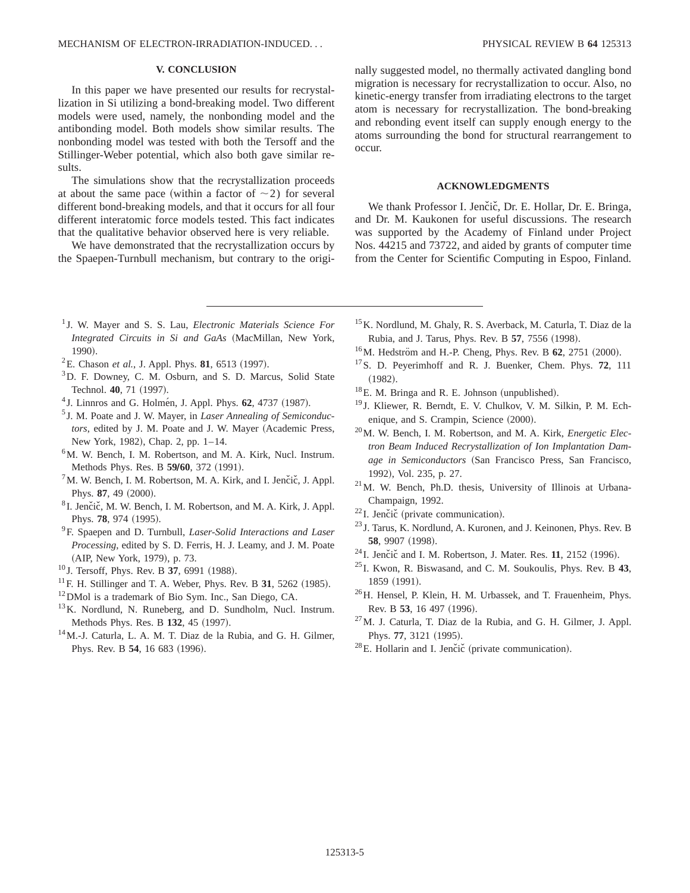## V. CONCLUSION

In this paper we have presented our results for recrystallization in Si utilizing a bond-breaking model. Two different models were used, namely, the nonbonding model and the antibonding model. Both models show similar results. The nonbonding model was tested with both the Tersoff and the Stillinger-Weber potential, which also both gave similar results.

The simulations show that the recrystallization proceeds at about the same pace (within a factor of $\sim 2$) for several different bond-breaking models, and that it occurs for all four different interatomic force models tested. This fact indicates that the qualitative behavior observed here is very reliable.

We have demonstrated that the recrystallization occurs by the Spaepen-Turnbull mechanism, but contrary to the originally suggested model, no thermally activated dangling bond migration is necessary for recrystallization to occur. Also, no kinetic-energy transfer from irradiating electrons to the target atom is necessary for recrystallization. The bond-breaking and rebonding event itself can supply enough energy to the atoms surrounding the bond for structural rearrangement to occur.

## ACKNOWLEDGMENTS

We thank Professor I. Jenčič, Dr. E. Hollar, Dr. E. Bringa, and Dr. M. Kaukonen for useful discussions. The research was supported by the Academy of Finland under Project Nos. 44215 and 73722, and aided by grants of computer time from the Center for Scientific Computing in Espoo, Finland.

---

[1] J. W. Mayer and S. S. Lau, *Electronic Materials Science For Integrated Circuits in Si and GaAs* (MacMillan, New York, 1990).

[2] E. Chason *et al.*, J. Appl. Phys. **81**, 6513 (1997).

[3] D. F. Downey, C. M. Osburn, and S. D. Marcus, Solid State Technol. **40**, 71 (1997).

[4] J. Linnros and G. Holmén, J. Appl. Phys. **62**, 4737 (1987).

[5] J. M. Poate and J. W. Mayer, in *Laser Annealing of Semiconductors*, edited by J. M. Poate and J. W. Mayer (Academic Press, New York, 1982), Chap. 2, pp. 1–14.

[6] M. W. Bench, I. M. Robertson, and M. A. Kirk, Nucl. Instrum. Methods Phys. Res. B **59/60**, 372 (1991).

[7] M. W. Bench, I. M. Robertson, M. A. Kirk, and I. Jenčič, J. Appl. Phys. **87**, 49 (2000).

[8] I. Jenčič, M. W. Bench, I. M. Robertson, and M. A. Kirk, J. Appl. Phys. **78**, 974 (1995).

[9] F. Spaepen and D. Turnbull, *Laser-Solid Interactions and Laser Processing*, edited by S. D. Ferris, H. J. Leamy, and J. M. Poate (AIP, New York, 1979), p. 73.

[10] J. Tersoff, Phys. Rev. B **37**, 6991 (1988).

[11] F. H. Stillinger and T. A. Weber, Phys. Rev. B **31**, 5262 (1985).

[12] DMol is a trademark of Bio Sym. Inc., San Diego, CA.

[13] K. Nordlund, N. Runeberg, and D. Sundholm, Nucl. Instrum. Methods Phys. Res. B **132**, 45 (1997).

[14] M.-J. Caturla, L. A. M. T. Diaz de la Rubia, and G. H. Gilmer, Phys. Rev. B **54**, 16 683 (1996).

[15] K. Nordlund, M. Ghaly, R. S. Averback, M. Caturla, T. Diaz de la Rubia, and J. Tarus, Phys. Rev. B **57**, 7556 (1998).

[16] M. Hedström and H.-P. Cheng, Phys. Rev. B **62**, 2751 (2000).

[17] S. D. Peyerimhoff and R. J. Buenker, Chem. Phys. **72**, 111 (1982).

[18] E. M. Bringa and R. E. Johnson (unpublished).

[19] J. Kliewer, R. Berndt, E. V. Chulkov, V. M. Silkin, P. M. Echenique, and S. Crampin, Science (2000).

[20] M. W. Bench, I. M. Robertson, and M. A. Kirk, *Energetic Electron Beam Induced Recrystallization of Ion Implantation Damage in Semiconductors* (San Francisco Press, San Francisco, 1992), Vol. 235, p. 27.

[21] M. W. Bench, Ph.D. thesis, University of Illinois at Urbana-Champaign, 1992.

[22] I. Jenčič (private communication).

[23] J. Tarus, K. Nordlund, A. Kuronen, and J. Keinonen, Phys. Rev. B **58**, 9907 (1998).

[24] I. Jenčič and I. M. Robertson, J. Mater. Res. **11**, 2152 (1996).

[25] I. Kwon, R. Biswasand, and C. M. Soukoulis, Phys. Rev. B **43**, 1859 (1991).

[26] H. Hensel, P. Klein, H. M. Urbassek, and T. Frauenheim, Phys. Rev. B **53**, 16 497 (1996).

[27] M. J. Caturla, T. Diaz de la Rubia, and G. H. Gilmer, J. Appl. Phys. **77**, 3121 (1995).

[28] E. Hollarin and I. Jenčič (private communication).